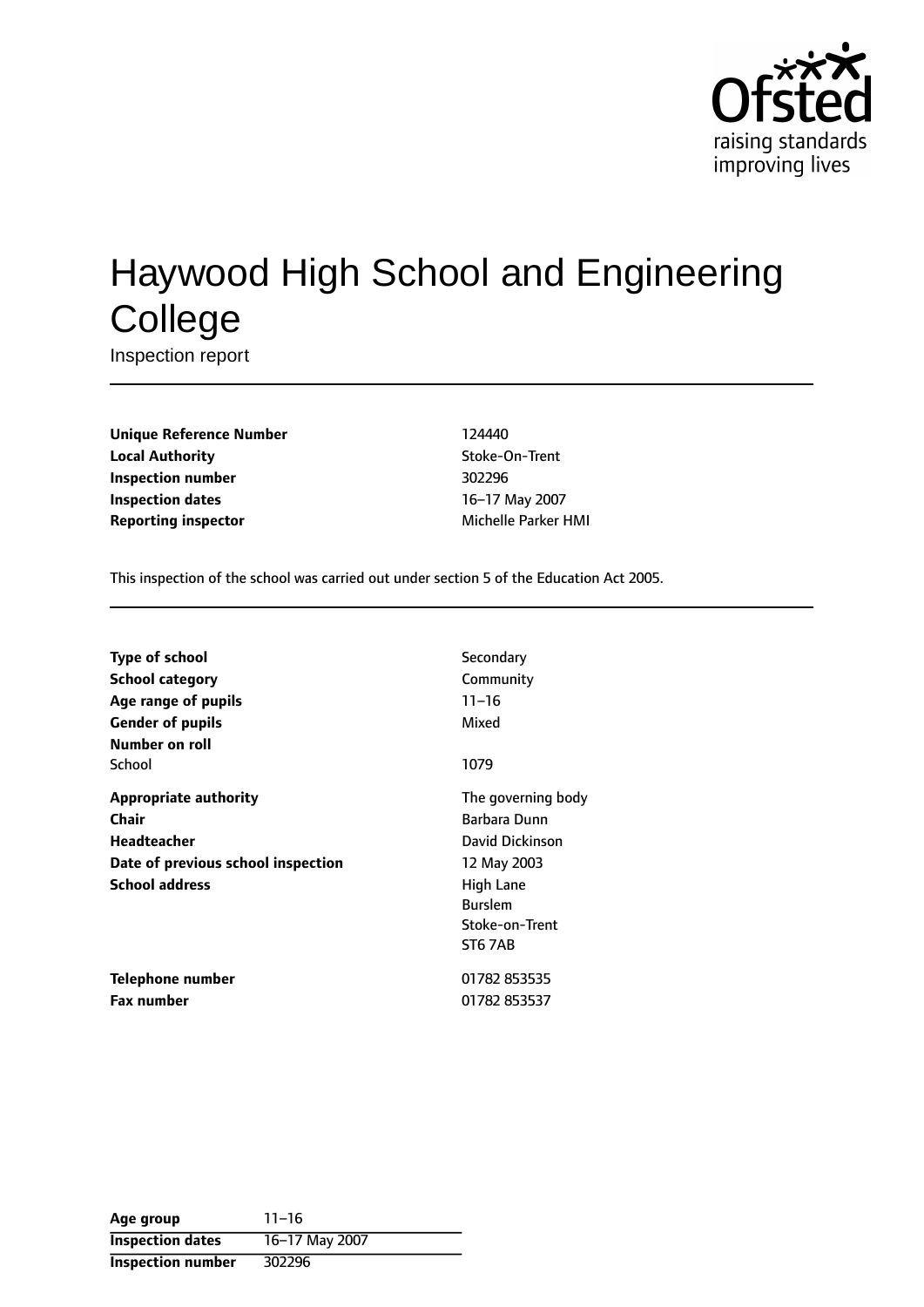# Haywood High School and Engineering College

Inspection report

| | |
|---|---|
| **Unique Reference Number** | 124440 |
| **Local Authority** | Stoke-On-Trent |
| **Inspection number** | 302296 |
| **Inspection dates** | 16–17 May 2007 |
| **Reporting inspector** | Michelle Parker HMI |

This inspection of the school was carried out under section 5 of the Education Act 2005.

| | |
|---|---|
| **Type of school** | Secondary |
| **School category** | Community |
| **Age range of pupils** | 11–16 |
| **Gender of pupils** | Mixed |
| **Number on roll** | |
| School | 1079 |
| **Appropriate authority** | The governing body |
| **Chair** | Barbara Dunn |
| **Headteacher** | David Dickinson |
| **Date of previous school inspection** | 12 May 2003 |
| **School address** | High Lane<br>Burslem<br>Stoke-on-Trent<br>ST6 7AB |
| **Telephone number** | 01782 853535 |
| **Fax number** | 01782 853537 |

| | |
|---|---|
| **Age group** | 11–16 |
| **Inspection dates** | 16–17 May 2007 |
| **Inspection number** | 302296 |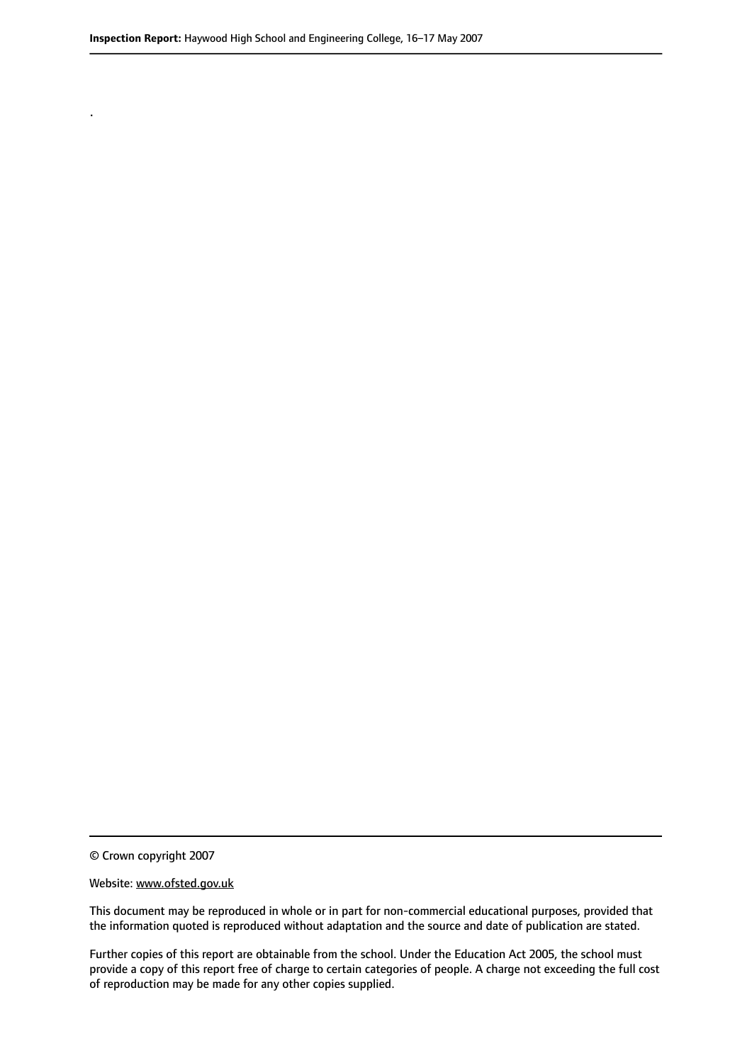.

© Crown copyright 2007

Website: www.ofsted.gov.uk

This document may be reproduced in whole or in part for non-commercial educational purposes, provided that the information quoted is reproduced without adaptation and the source and date of publication are stated.

Further copies of this report are obtainable from the school. Under the Education Act 2005, the school must provide a copy of this report free of charge to certain categories of people. A charge not exceeding the full cost of reproduction may be made for any other copies supplied.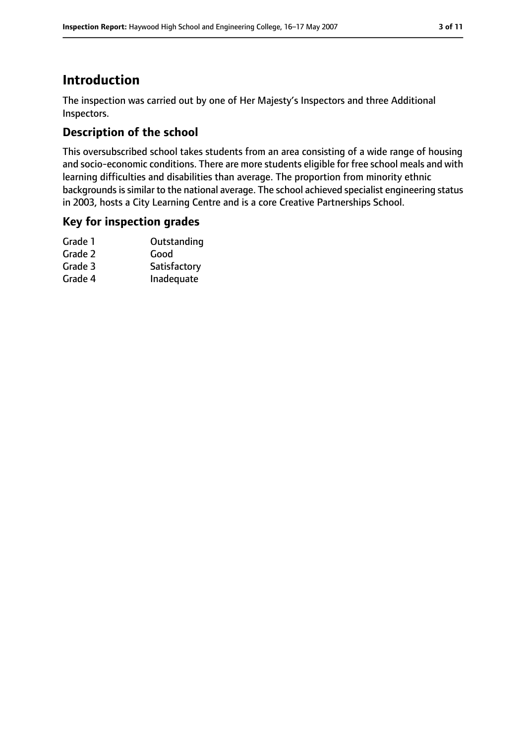# Introduction

The inspection was carried out by one of Her Majesty's Inspectors and three Additional Inspectors.

## Description of the school

This oversubscribed school takes students from an area consisting of a wide range of housing and socio-economic conditions. There are more students eligible for free school meals and with learning difficulties and disabilities than average. The proportion from minority ethnic backgrounds is similar to the national average. The school achieved specialist engineering status in 2003, hosts a City Learning Centre and is a core Creative Partnerships School.

## Key for inspection grades

| | |
|---|---|
| Grade 1 | Outstanding |
| Grade 2 | Good |
| Grade 3 | Satisfactory |
| Grade 4 | Inadequate |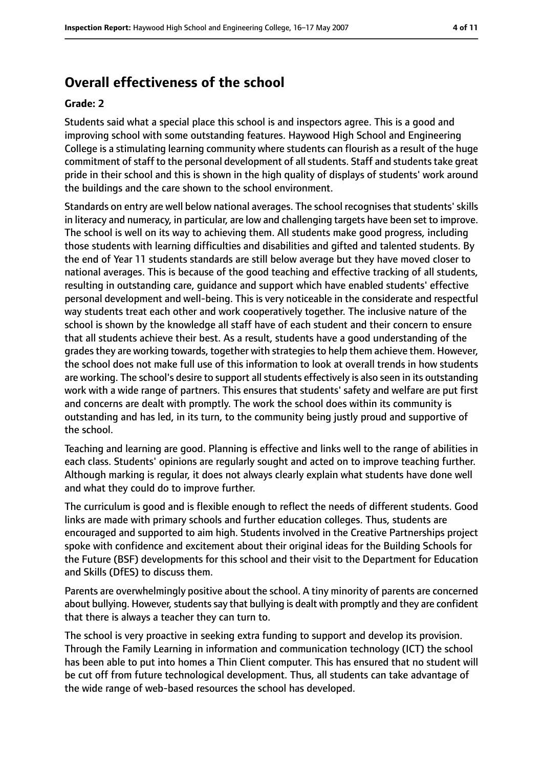## Overall effectiveness of the school

**Grade: 2**

Students said what a special place this school is and inspectors agree. This is a good and improving school with some outstanding features. Haywood High School and Engineering College is a stimulating learning community where students can flourish as a result of the huge commitment of staff to the personal development of all students. Staff and students take great pride in their school and this is shown in the high quality of displays of students' work around the buildings and the care shown to the school environment.

Standards on entry are well below national averages. The school recognises that students' skills in literacy and numeracy, in particular, are low and challenging targets have been set to improve. The school is well on its way to achieving them. All students make good progress, including those students with learning difficulties and disabilities and gifted and talented students. By the end of Year 11 students standards are still below average but they have moved closer to national averages. This is because of the good teaching and effective tracking of all students, resulting in outstanding care, guidance and support which have enabled students' effective personal development and well-being. This is very noticeable in the considerate and respectful way students treat each other and work cooperatively together. The inclusive nature of the school is shown by the knowledge all staff have of each student and their concern to ensure that all students achieve their best. As a result, students have a good understanding of the grades they are working towards, together with strategies to help them achieve them. However, the school does not make full use of this information to look at overall trends in how students are working. The school's desire to support all students effectively is also seen in its outstanding work with a wide range of partners. This ensures that students' safety and welfare are put first and concerns are dealt with promptly. The work the school does within its community is outstanding and has led, in its turn, to the community being justly proud and supportive of the school.

Teaching and learning are good. Planning is effective and links well to the range of abilities in each class. Students' opinions are regularly sought and acted on to improve teaching further. Although marking is regular, it does not always clearly explain what students have done well and what they could do to improve further.

The curriculum is good and is flexible enough to reflect the needs of different students. Good links are made with primary schools and further education colleges. Thus, students are encouraged and supported to aim high. Students involved in the Creative Partnerships project spoke with confidence and excitement about their original ideas for the Building Schools for the Future (BSF) developments for this school and their visit to the Department for Education and Skills (DfES) to discuss them.

Parents are overwhelmingly positive about the school. A tiny minority of parents are concerned about bullying. However, students say that bullying is dealt with promptly and they are confident that there is always a teacher they can turn to.

The school is very proactive in seeking extra funding to support and develop its provision. Through the Family Learning in information and communication technology (ICT) the school has been able to put into homes a Thin Client computer. This has ensured that no student will be cut off from future technological development. Thus, all students can take advantage of the wide range of web-based resources the school has developed.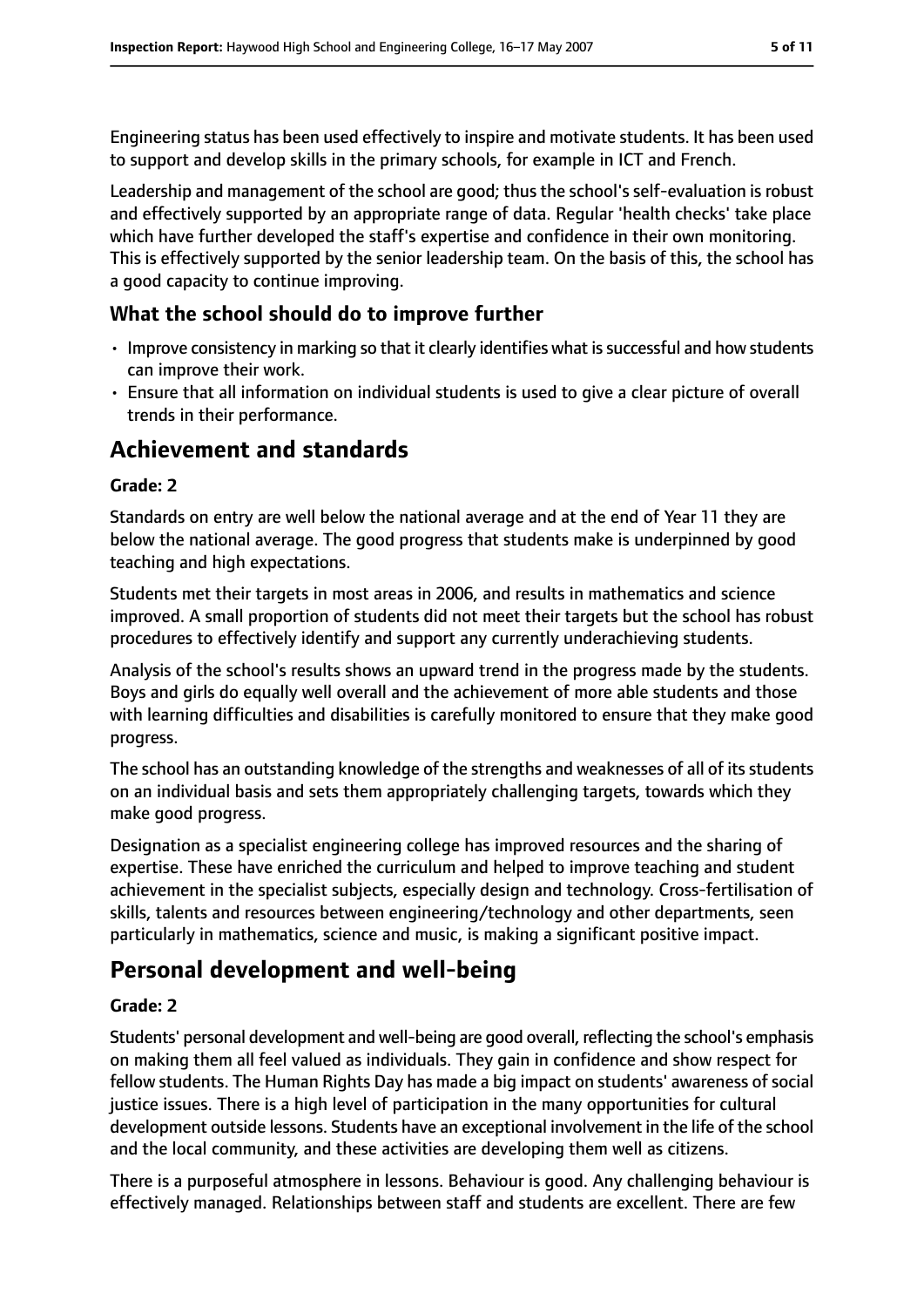Engineering status has been used effectively to inspire and motivate students. It has been used to support and develop skills in the primary schools, for example in ICT and French.

Leadership and management of the school are good; thus the school's self-evaluation is robust and effectively supported by an appropriate range of data. Regular 'health checks' take place which have further developed the staff's expertise and confidence in their own monitoring. This is effectively supported by the senior leadership team. On the basis of this, the school has a good capacity to continue improving.

### What the school should do to improve further

- Improve consistency in marking so that it clearly identifies what is successful and how students can improve their work.
- Ensure that all information on individual students is used to give a clear picture of overall trends in their performance.

## Achievement and standards

#### Grade: 2

Standards on entry are well below the national average and at the end of Year 11 they are below the national average. The good progress that students make is underpinned by good teaching and high expectations.

Students met their targets in most areas in 2006, and results in mathematics and science improved. A small proportion of students did not meet their targets but the school has robust procedures to effectively identify and support any currently underachieving students.

Analysis of the school's results shows an upward trend in the progress made by the students. Boys and girls do equally well overall and the achievement of more able students and those with learning difficulties and disabilities is carefully monitored to ensure that they make good progress.

The school has an outstanding knowledge of the strengths and weaknesses of all of its students on an individual basis and sets them appropriately challenging targets, towards which they make good progress.

Designation as a specialist engineering college has improved resources and the sharing of expertise. These have enriched the curriculum and helped to improve teaching and student achievement in the specialist subjects, especially design and technology. Cross-fertilisation of skills, talents and resources between engineering/technology and other departments, seen particularly in mathematics, science and music, is making a significant positive impact.

## Personal development and well-being

#### Grade: 2

Students' personal development and well-being are good overall, reflecting the school's emphasis on making them all feel valued as individuals. They gain in confidence and show respect for fellow students. The Human Rights Day has made a big impact on students' awareness of social justice issues. There is a high level of participation in the many opportunities for cultural development outside lessons. Students have an exceptional involvement in the life of the school and the local community, and these activities are developing them well as citizens.

There is a purposeful atmosphere in lessons. Behaviour is good. Any challenging behaviour is effectively managed. Relationships between staff and students are excellent. There are few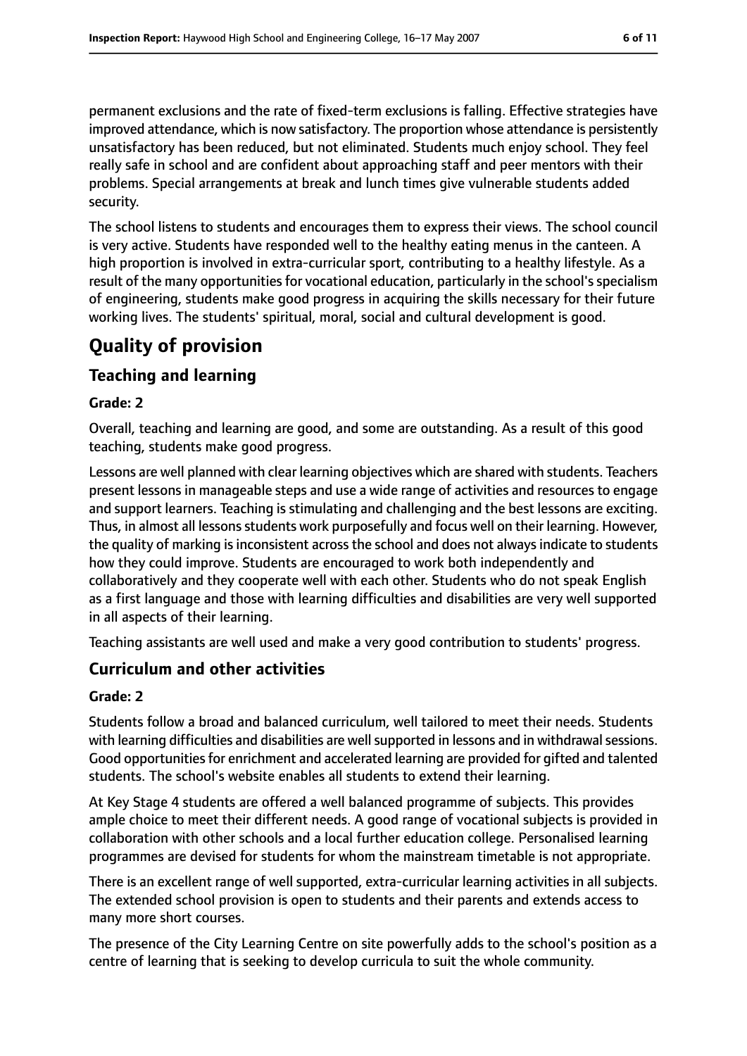permanent exclusions and the rate of fixed-term exclusions is falling. Effective strategies have improved attendance, which is now satisfactory. The proportion whose attendance is persistently unsatisfactory has been reduced, but not eliminated. Students much enjoy school. They feel really safe in school and are confident about approaching staff and peer mentors with their problems. Special arrangements at break and lunch times give vulnerable students added security.

The school listens to students and encourages them to express their views. The school council is very active. Students have responded well to the healthy eating menus in the canteen. A high proportion is involved in extra-curricular sport, contributing to a healthy lifestyle. As a result of the many opportunities for vocational education, particularly in the school's specialism of engineering, students make good progress in acquiring the skills necessary for their future working lives. The students' spiritual, moral, social and cultural development is good.

# Quality of provision

## Teaching and learning

**Grade: 2**

Overall, teaching and learning are good, and some are outstanding. As a result of this good teaching, students make good progress.

Lessons are well planned with clear learning objectives which are shared with students. Teachers present lessons in manageable steps and use a wide range of activities and resources to engage and support learners. Teaching is stimulating and challenging and the best lessons are exciting. Thus, in almost all lessons students work purposefully and focus well on their learning. However, the quality of marking is inconsistent across the school and does not always indicate to students how they could improve. Students are encouraged to work both independently and collaboratively and they cooperate well with each other. Students who do not speak English as a first language and those with learning difficulties and disabilities are very well supported in all aspects of their learning.

Teaching assistants are well used and make a very good contribution to students' progress.

## Curriculum and other activities

**Grade: 2**

Students follow a broad and balanced curriculum, well tailored to meet their needs. Students with learning difficulties and disabilities are well supported in lessons and in withdrawal sessions. Good opportunities for enrichment and accelerated learning are provided for gifted and talented students. The school's website enables all students to extend their learning.

At Key Stage 4 students are offered a well balanced programme of subjects. This provides ample choice to meet their different needs. A good range of vocational subjects is provided in collaboration with other schools and a local further education college. Personalised learning programmes are devised for students for whom the mainstream timetable is not appropriate.

There is an excellent range of well supported, extra-curricular learning activities in all subjects. The extended school provision is open to students and their parents and extends access to many more short courses.

The presence of the City Learning Centre on site powerfully adds to the school's position as a centre of learning that is seeking to develop curricula to suit the whole community.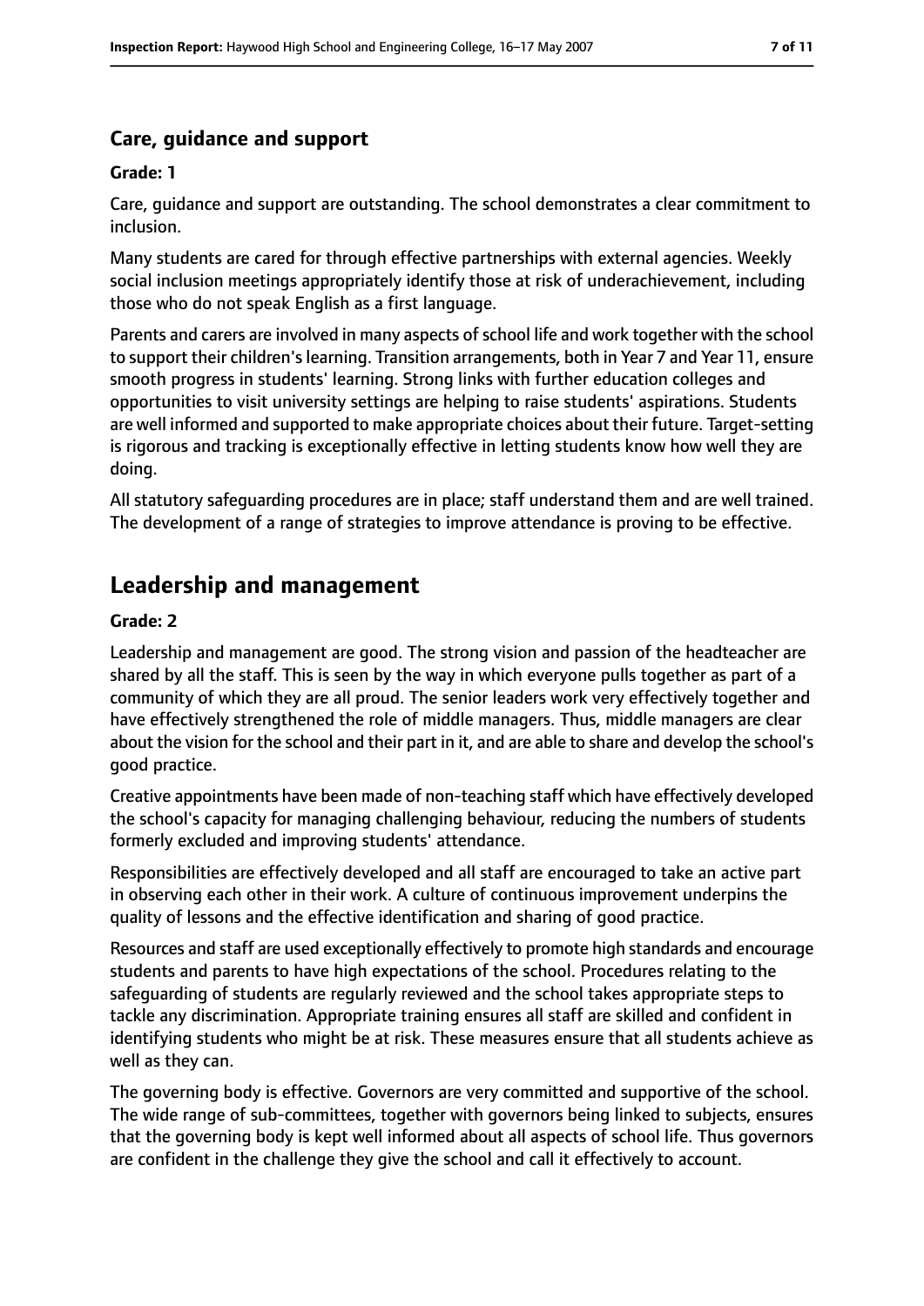### Care, guidance and support

**Grade: 1**

Care, guidance and support are outstanding. The school demonstrates a clear commitment to inclusion.

Many students are cared for through effective partnerships with external agencies. Weekly social inclusion meetings appropriately identify those at risk of underachievement, including those who do not speak English as a first language.

Parents and carers are involved in many aspects of school life and work together with the school to support their children's learning. Transition arrangements, both in Year 7 and Year 11, ensure smooth progress in students' learning. Strong links with further education colleges and opportunities to visit university settings are helping to raise students' aspirations. Students are well informed and supported to make appropriate choices about their future. Target-setting is rigorous and tracking is exceptionally effective in letting students know how well they are doing.

All statutory safeguarding procedures are in place; staff understand them and are well trained. The development of a range of strategies to improve attendance is proving to be effective.

## Leadership and management

**Grade: 2**

Leadership and management are good. The strong vision and passion of the headteacher are shared by all the staff. This is seen by the way in which everyone pulls together as part of a community of which they are all proud. The senior leaders work very effectively together and have effectively strengthened the role of middle managers. Thus, middle managers are clear about the vision for the school and their part in it, and are able to share and develop the school's good practice.

Creative appointments have been made of non-teaching staff which have effectively developed the school's capacity for managing challenging behaviour, reducing the numbers of students formerly excluded and improving students' attendance.

Responsibilities are effectively developed and all staff are encouraged to take an active part in observing each other in their work. A culture of continuous improvement underpins the quality of lessons and the effective identification and sharing of good practice.

Resources and staff are used exceptionally effectively to promote high standards and encourage students and parents to have high expectations of the school. Procedures relating to the safeguarding of students are regularly reviewed and the school takes appropriate steps to tackle any discrimination. Appropriate training ensures all staff are skilled and confident in identifying students who might be at risk. These measures ensure that all students achieve as well as they can.

The governing body is effective. Governors are very committed and supportive of the school. The wide range of sub-committees, together with governors being linked to subjects, ensures that the governing body is kept well informed about all aspects of school life. Thus governors are confident in the challenge they give the school and call it effectively to account.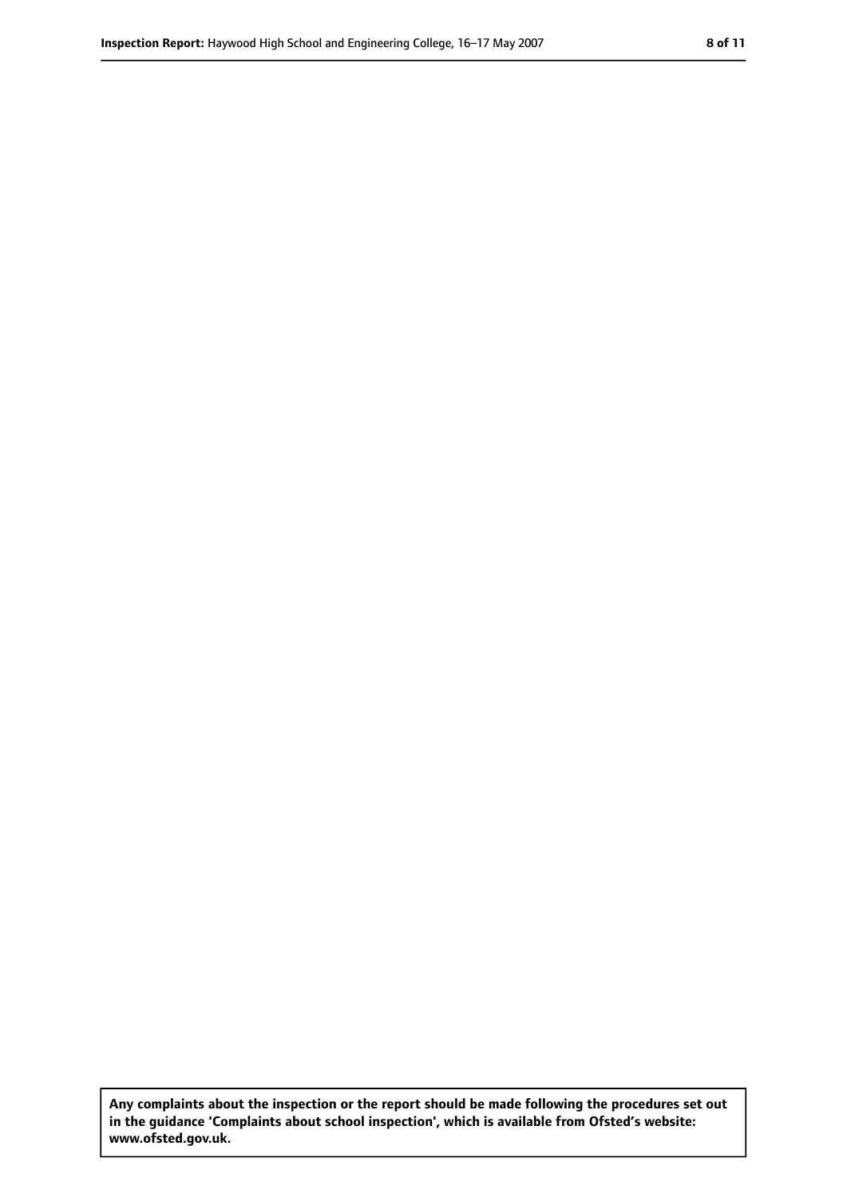**Any complaints about the inspection or the report should be made following the procedures set out in the guidance 'Complaints about school inspection', which is available from Ofsted's website: www.ofsted.gov.uk.**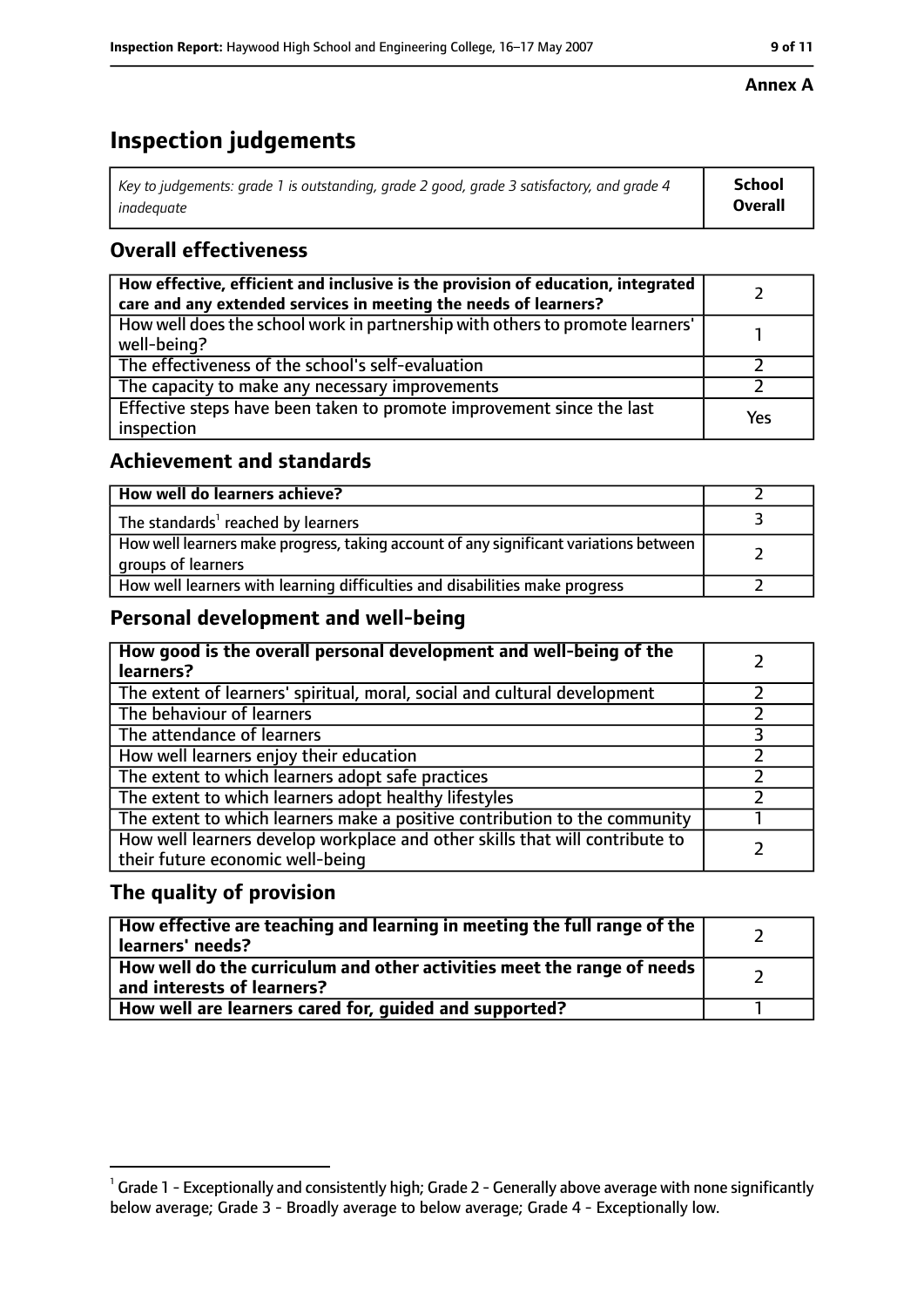**Annex A**

# Inspection judgements

| *Key to judgements: grade 1 is outstanding, grade 2 good, grade 3 satisfactory, and grade 4 inadequate* | **School Overall** |
|---|---|

## Overall effectiveness

| | |
|---|---|
| **How effective, efficient and inclusive is the provision of education, integrated care and any extended services in meeting the needs of learners?** | 2 |
| How well does the school work in partnership with others to promote learners' well-being? | 1 |
| The effectiveness of the school's self-evaluation | 2 |
| The capacity to make any necessary improvements | 2 |
| Effective steps have been taken to promote improvement since the last inspection | Yes |

## Achievement and standards

| | |
|---|---|
| **How well do learners achieve?** | 2 |
| The standards[1] reached by learners | 3 |
| How well learners make progress, taking account of any significant variations between groups of learners | 2 |
| How well learners with learning difficulties and disabilities make progress | 2 |

## Personal development and well-being

| | |
|---|---|
| **How good is the overall personal development and well-being of the learners?** | 2 |
| The extent of learners' spiritual, moral, social and cultural development | 2 |
| The behaviour of learners | 2 |
| The attendance of learners | 3 |
| How well learners enjoy their education | 2 |
| The extent to which learners adopt safe practices | 2 |
| The extent to which learners adopt healthy lifestyles | 2 |
| The extent to which learners make a positive contribution to the community | 1 |
| How well learners develop workplace and other skills that will contribute to their future economic well-being | 2 |

## The quality of provision

| | |
|---|---|
| **How effective are teaching and learning in meeting the full range of the learners' needs?** | 2 |
| **How well do the curriculum and other activities meet the range of needs and interests of learners?** | 2 |
| **How well are learners cared for, guided and supported?** | 1 |

[1] Grade 1 - Exceptionally and consistently high; Grade 2 - Generally above average with none significantly below average; Grade 3 - Broadly average to below average; Grade 4 - Exceptionally low.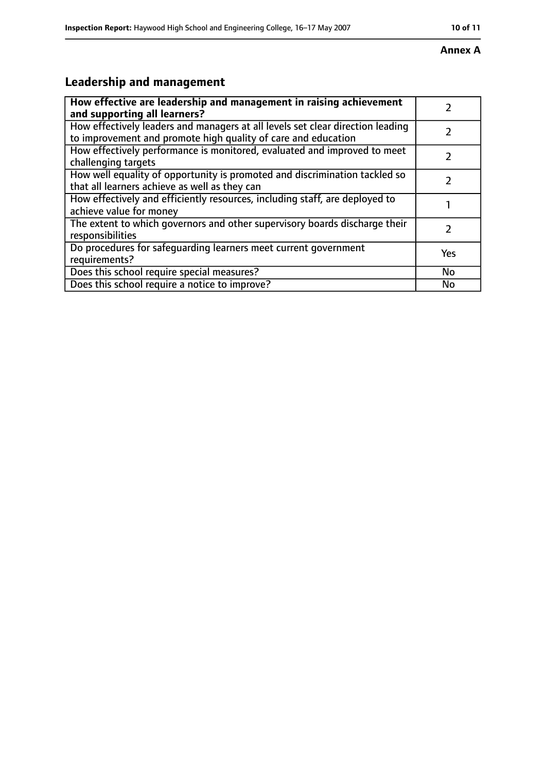**Annex A**

## Leadership and management

| How effective are leadership and management in raising achievement and supporting all learners? | 2 |
|---|---|
| How effectively leaders and managers at all levels set clear direction leading to improvement and promote high quality of care and education | 2 |
| How effectively performance is monitored, evaluated and improved to meet challenging targets | 2 |
| How well equality of opportunity is promoted and discrimination tackled so that all learners achieve as well as they can | 2 |
| How effectively and efficiently resources, including staff, are deployed to achieve value for money | 1 |
| The extent to which governors and other supervisory boards discharge their responsibilities | 2 |
| Do procedures for safeguarding learners meet current government requirements? | Yes |
| Does this school require special measures? | No |
| Does this school require a notice to improve? | No |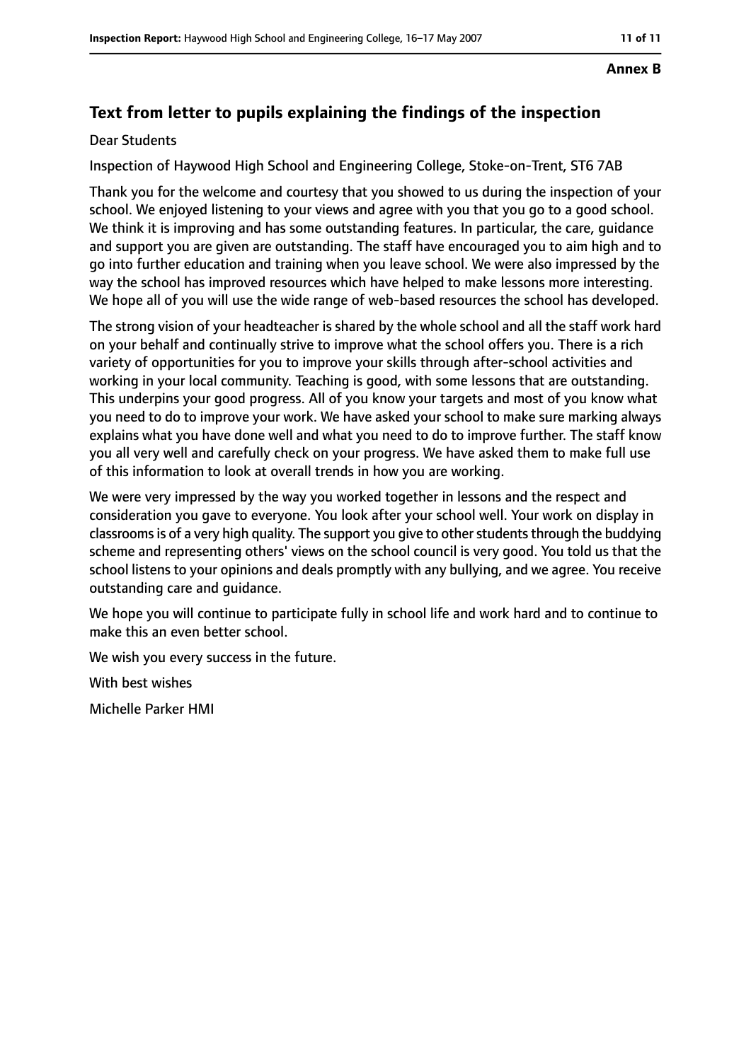Annex B

## Text from letter to pupils explaining the findings of the inspection

Dear Students

Inspection of Haywood High School and Engineering College, Stoke-on-Trent, ST6 7AB

Thank you for the welcome and courtesy that you showed to us during the inspection of your school. We enjoyed listening to your views and agree with you that you go to a good school. We think it is improving and has some outstanding features. In particular, the care, guidance and support you are given are outstanding. The staff have encouraged you to aim high and to go into further education and training when you leave school. We were also impressed by the way the school has improved resources which have helped to make lessons more interesting. We hope all of you will use the wide range of web-based resources the school has developed.

The strong vision of your headteacher is shared by the whole school and all the staff work hard on your behalf and continually strive to improve what the school offers you. There is a rich variety of opportunities for you to improve your skills through after-school activities and working in your local community. Teaching is good, with some lessons that are outstanding. This underpins your good progress. All of you know your targets and most of you know what you need to do to improve your work. We have asked your school to make sure marking always explains what you have done well and what you need to do to improve further. The staff know you all very well and carefully check on your progress. We have asked them to make full use of this information to look at overall trends in how you are working.

We were very impressed by the way you worked together in lessons and the respect and consideration you gave to everyone. You look after your school well. Your work on display in classrooms is of a very high quality. The support you give to other students through the buddying scheme and representing others' views on the school council is very good. You told us that the school listens to your opinions and deals promptly with any bullying, and we agree. You receive outstanding care and guidance.

We hope you will continue to participate fully in school life and work hard and to continue to make this an even better school.

We wish you every success in the future.

With best wishes

Michelle Parker HMI